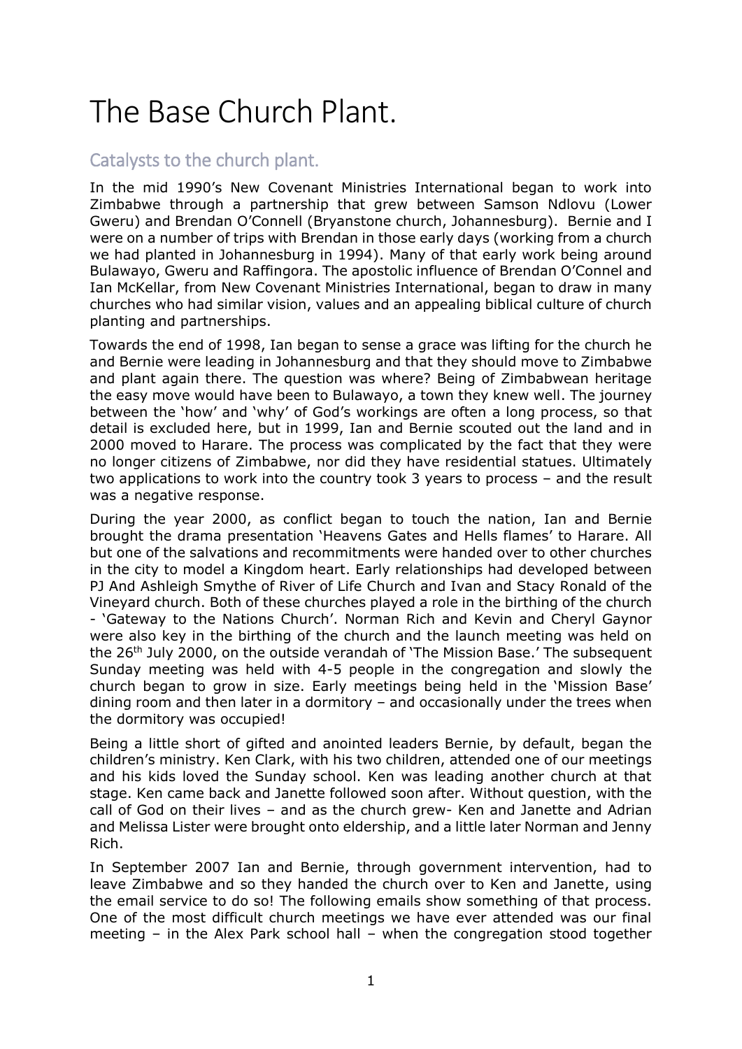# The Base Church Plant.

## Catalysts to the church plant.

In the mid 1990's New Covenant Ministries International began to work into Zimbabwe through a partnership that grew between Samson Ndlovu (Lower Gweru) and Brendan O'Connell (Bryanstone church, Johannesburg). Bernie and I were on a number of trips with Brendan in those early days (working from a church we had planted in Johannesburg in 1994). Many of that early work being around Bulawayo, Gweru and Raffingora. The apostolic influence of Brendan O'Connel and Ian McKellar, from New Covenant Ministries International, began to draw in many churches who had similar vision, values and an appealing biblical culture of church planting and partnerships.

Towards the end of 1998, Ian began to sense a grace was lifting for the church he and Bernie were leading in Johannesburg and that they should move to Zimbabwe and plant again there. The question was where? Being of Zimbabwean heritage the easy move would have been to Bulawayo, a town they knew well. The journey between the 'how' and 'why' of God's workings are often a long process, so that detail is excluded here, but in 1999, Ian and Bernie scouted out the land and in 2000 moved to Harare. The process was complicated by the fact that they were no longer citizens of Zimbabwe, nor did they have residential statues. Ultimately two applications to work into the country took 3 years to process – and the result was a negative response.

During the year 2000, as conflict began to touch the nation, Ian and Bernie brought the drama presentation 'Heavens Gates and Hells flames' to Harare. All but one of the salvations and recommitments were handed over to other churches in the city to model a Kingdom heart. Early relationships had developed between PJ And Ashleigh Smythe of River of Life Church and Ivan and Stacy Ronald of the Vineyard church. Both of these churches played a role in the birthing of the church - 'Gateway to the Nations Church'. Norman Rich and Kevin and Cheryl Gaynor were also key in the birthing of the church and the launch meeting was held on the 26th July 2000, on the outside verandah of 'The Mission Base.' The subsequent Sunday meeting was held with 4-5 people in the congregation and slowly the church began to grow in size. Early meetings being held in the 'Mission Base' dining room and then later in a dormitory – and occasionally under the trees when the dormitory was occupied!

Being a little short of gifted and anointed leaders Bernie, by default, began the children's ministry. Ken Clark, with his two children, attended one of our meetings and his kids loved the Sunday school. Ken was leading another church at that stage. Ken came back and Janette followed soon after. Without question, with the call of God on their lives – and as the church grew- Ken and Janette and Adrian and Melissa Lister were brought onto eldership, and a little later Norman and Jenny Rich.

In September 2007 Ian and Bernie, through government intervention, had to leave Zimbabwe and so they handed the church over to Ken and Janette, using the email service to do so! The following emails show something of that process. One of the most difficult church meetings we have ever attended was our final meeting – in the Alex Park school hall – when the congregation stood together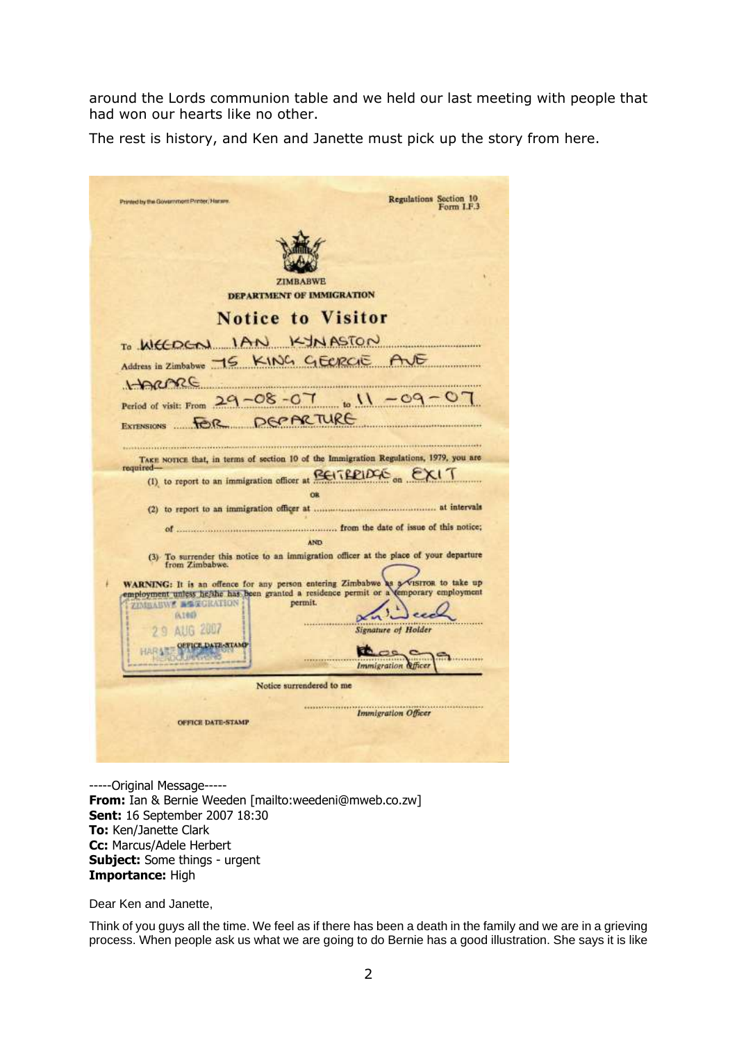around the Lords communion table and we held our last meeting with people that had won our hearts like no other.

The rest is history, and Ken and Janette must pick up the story from here.

Printed by the Government Printer, Harare.

Regulations Section 10
Form I.F.3

ZIMBABWE
DEPARTMENT OF IMMIGRATION

## Notice to Visitor

To WEEDON IAN KYNASTON

Address in Zimbabwe 15 KING GEORGE AVE

HARARE

Period of visit: From 29-08-07 to 11-09-07

EXTENSIONS FOR DEPARTURE

TAKE NOTICE that, in terms of section 10 of the Immigration Regulations, 1979, you are required—

(1) to report to an immigration officer at BEITBRIDGE on EXIT

OR

(2) to report to an immigration officer at .................. at intervals of .................. from the date of issue of this notice;

AND

(3) To surrender this notice to an immigration officer at the place of your departure from Zimbabwe.

WARNING: It is an offence for any person entering Zimbabwe as a visitor to take up employment unless he/she has been granted a residence permit or a temporary employment permit.

ZIMBABWE IMMIGRATION
29 AUG 2007
HARARE HEADQUARTERS
OFFICE DATE-STAMP

Signature of Holder

Immigration Officer

Notice surrendered to me

Immigration Officer

OFFICE DATE-STAMP

-----Original Message-----
**From:** Ian & Bernie Weeden [mailto:weedeni@mweb.co.zw]
**Sent:** 16 September 2007 18:30
**To:** Ken/Janette Clark
**Cc:** Marcus/Adele Herbert
**Subject:** Some things - urgent
**Importance:** High

Dear Ken and Janette,

Think of you guys all the time. We feel as if there has been a death in the family and we are in a grieving process. When people ask us what we are going to do Bernie has a good illustration. She says it is like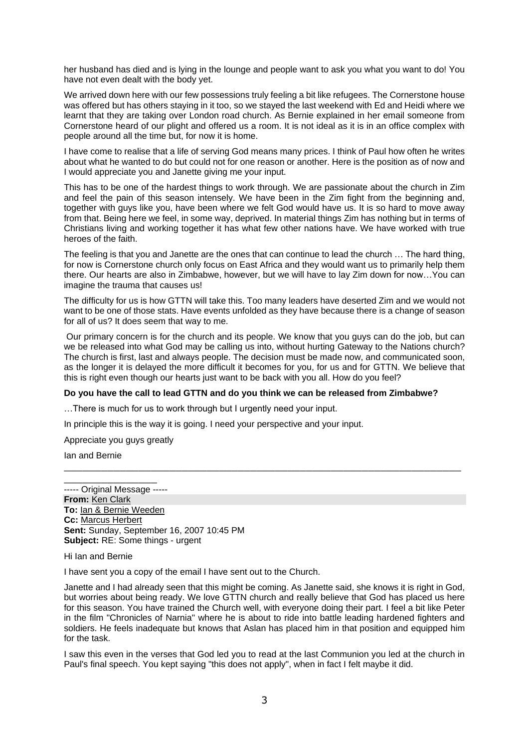her husband has died and is lying in the lounge and people want to ask you what you want to do! You have not even dealt with the body yet.

We arrived down here with our few possessions truly feeling a bit like refugees. The Cornerstone house was offered but has others staying in it too, so we stayed the last weekend with Ed and Heidi where we learnt that they are taking over London road church. As Bernie explained in her email someone from Cornerstone heard of our plight and offered us a room. It is not ideal as it is in an office complex with people around all the time but, for now it is home.

I have come to realise that a life of serving God means many prices. I think of Paul how often he writes about what he wanted to do but could not for one reason or another. Here is the position as of now and I would appreciate you and Janette giving me your input.

This has to be one of the hardest things to work through. We are passionate about the church in Zim and feel the pain of this season intensely. We have been in the Zim fight from the beginning and, together with guys like you, have been where we felt God would have us. It is so hard to move away from that. Being here we feel, in some way, deprived. In material things Zim has nothing but in terms of Christians living and working together it has what few other nations have. We have worked with true heroes of the faith.

The feeling is that you and Janette are the ones that can continue to lead the church … The hard thing, for now is Cornerstone church only focus on East Africa and they would want us to primarily help them there. Our hearts are also in Zimbabwe, however, but we will have to lay Zim down for now…You can imagine the trauma that causes us!

The difficulty for us is how GTTN will take this. Too many leaders have deserted Zim and we would not want to be one of those stats. Have events unfolded as they have because there is a change of season for all of us? It does seem that way to me.

Our primary concern is for the church and its people. We know that you guys can do the job, but can we be released into what God may be calling us into, without hurting Gateway to the Nations church? The church is first, last and always people. The decision must be made now, and communicated soon, as the longer it is delayed the more difficult it becomes for you, for us and for GTTN. We believe that this is right even though our hearts just want to be back with you all. How do you feel?

**Do you have the call to lead GTTN and do you think we can be released from Zimbabwe?**

…There is much for us to work through but I urgently need your input.

In principle this is the way it is going. I need your perspective and your input.

Appreciate you guys greatly

Ian and Bernie

---

----- Original Message -----
**From:** Ken Clark
**To:** Ian & Bernie Weeden
**Cc:** Marcus Herbert
**Sent:** Sunday, September 16, 2007 10:45 PM
**Subject:** RE: Some things - urgent

Hi Ian and Bernie

I have sent you a copy of the email I have sent out to the Church.

Janette and I had already seen that this might be coming. As Janette said, she knows it is right in God, but worries about being ready. We love GTTN church and really believe that God has placed us here for this season. You have trained the Church well, with everyone doing their part. I feel a bit like Peter in the film "Chronicles of Narnia" where he is about to ride into battle leading hardened fighters and soldiers. He feels inadequate but knows that Aslan has placed him in that position and equipped him for the task.

I saw this even in the verses that God led you to read at the last Communion you led at the church in Paul's final speech. You kept saying "this does not apply", when in fact I felt maybe it did.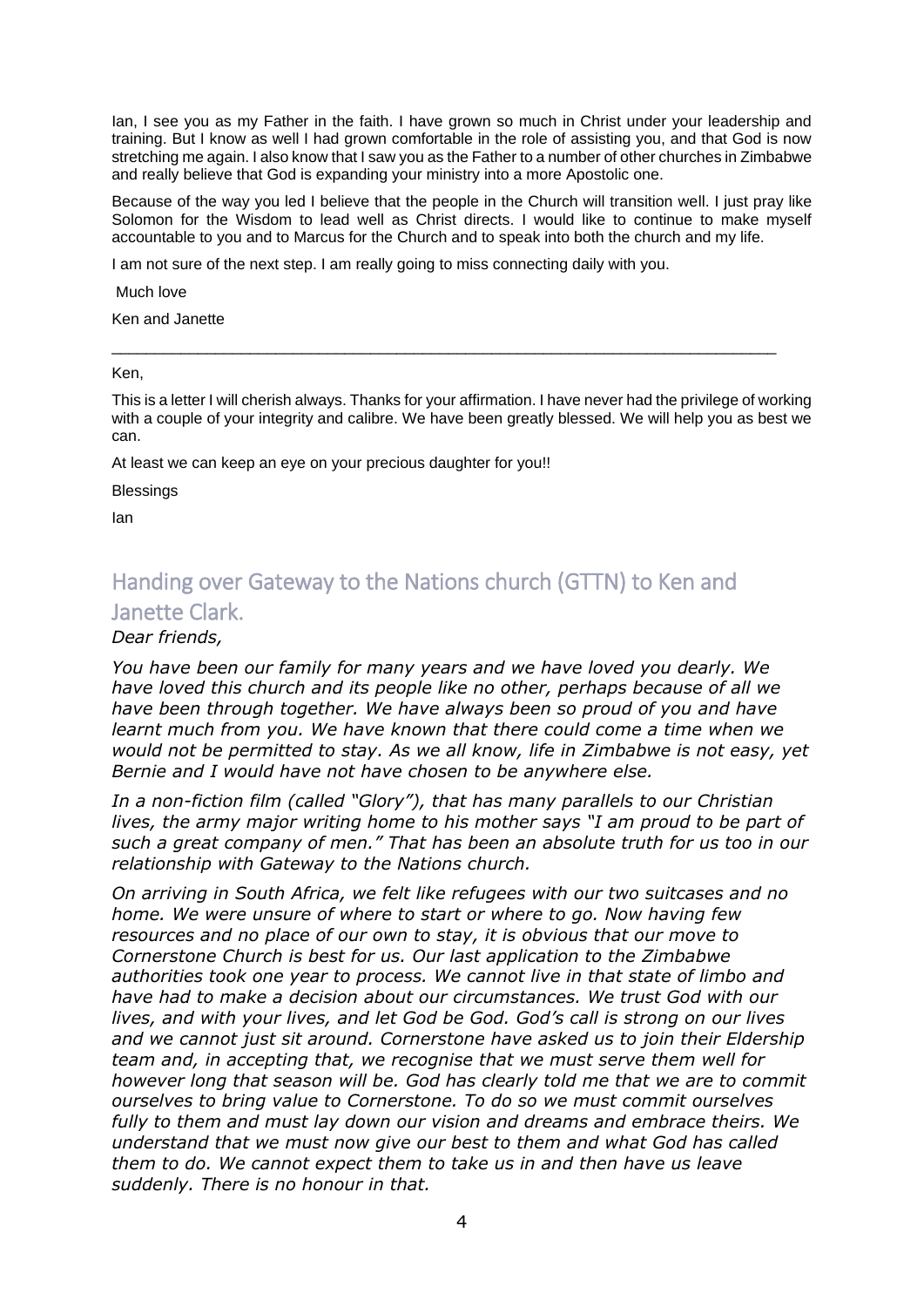Ian, I see you as my Father in the faith. I have grown so much in Christ under your leadership and training. But I know as well I had grown comfortable in the role of assisting you, and that God is now stretching me again. I also know that I saw you as the Father to a number of other churches in Zimbabwe and really believe that God is expanding your ministry into a more Apostolic one.

Because of the way you led I believe that the people in the Church will transition well. I just pray like Solomon for the Wisdom to lead well as Christ directs. I would like to continue to make myself accountable to you and to Marcus for the Church and to speak into both the church and my life.

I am not sure of the next step. I am really going to miss connecting daily with you.

Much love

Ken and Janette

---

Ken,

This is a letter I will cherish always. Thanks for your affirmation. I have never had the privilege of working with a couple of your integrity and calibre. We have been greatly blessed. We will help you as best we can.

At least we can keep an eye on your precious daughter for you!!

Blessings

Ian

## Handing over Gateway to the Nations church (GTTN) to Ken and Janette Clark.

*Dear friends,*

*You have been our family for many years and we have loved you dearly. We have loved this church and its people like no other, perhaps because of all we have been through together. We have always been so proud of you and have learnt much from you. We have known that there could come a time when we would not be permitted to stay. As we all know, life in Zimbabwe is not easy, yet Bernie and I would have not have chosen to be anywhere else.*

*In a non-fiction film (called "Glory"), that has many parallels to our Christian lives, the army major writing home to his mother says "I am proud to be part of such a great company of men." That has been an absolute truth for us too in our relationship with Gateway to the Nations church.*

*On arriving in South Africa, we felt like refugees with our two suitcases and no home. We were unsure of where to start or where to go. Now having few resources and no place of our own to stay, it is obvious that our move to Cornerstone Church is best for us. Our last application to the Zimbabwe authorities took one year to process. We cannot live in that state of limbo and have had to make a decision about our circumstances. We trust God with our lives, and with your lives, and let God be God. God's call is strong on our lives and we cannot just sit around. Cornerstone have asked us to join their Eldership team and, in accepting that, we recognise that we must serve them well for however long that season will be. God has clearly told me that we are to commit ourselves to bring value to Cornerstone. To do so we must commit ourselves fully to them and must lay down our vision and dreams and embrace theirs. We understand that we must now give our best to them and what God has called them to do. We cannot expect them to take us in and then have us leave suddenly. There is no honour in that.*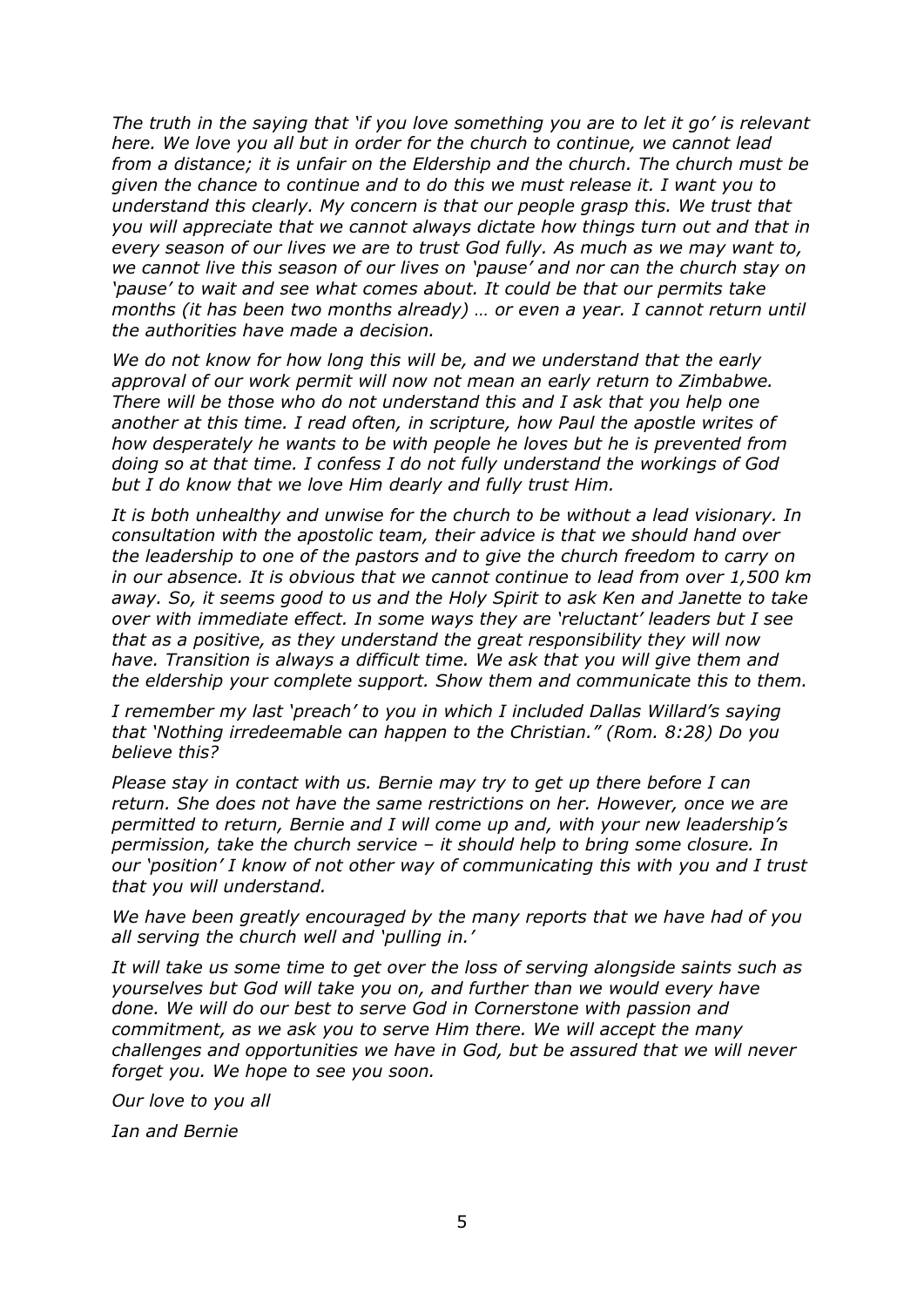*The truth in the saying that 'if you love something you are to let it go' is relevant here. We love you all but in order for the church to continue, we cannot lead from a distance; it is unfair on the Eldership and the church. The church must be given the chance to continue and to do this we must release it. I want you to understand this clearly. My concern is that our people grasp this. We trust that you will appreciate that we cannot always dictate how things turn out and that in every season of our lives we are to trust God fully. As much as we may want to, we cannot live this season of our lives on 'pause' and nor can the church stay on 'pause' to wait and see what comes about. It could be that our permits take months (it has been two months already) … or even a year. I cannot return until the authorities have made a decision.*

*We do not know for how long this will be, and we understand that the early approval of our work permit will now not mean an early return to Zimbabwe. There will be those who do not understand this and I ask that you help one another at this time. I read often, in scripture, how Paul the apostle writes of how desperately he wants to be with people he loves but he is prevented from doing so at that time. I confess I do not fully understand the workings of God but I do know that we love Him dearly and fully trust Him.*

*It is both unhealthy and unwise for the church to be without a lead visionary. In consultation with the apostolic team, their advice is that we should hand over the leadership to one of the pastors and to give the church freedom to carry on in our absence. It is obvious that we cannot continue to lead from over 1,500 km away. So, it seems good to us and the Holy Spirit to ask Ken and Janette to take over with immediate effect. In some ways they are 'reluctant' leaders but I see that as a positive, as they understand the great responsibility they will now have. Transition is always a difficult time. We ask that you will give them and the eldership your complete support. Show them and communicate this to them.*

*I remember my last 'preach' to you in which I included Dallas Willard's saying that 'Nothing irredeemable can happen to the Christian." (Rom. 8:28) Do you believe this?*

*Please stay in contact with us. Bernie may try to get up there before I can return. She does not have the same restrictions on her. However, once we are permitted to return, Bernie and I will come up and, with your new leadership's permission, take the church service – it should help to bring some closure. In our 'position' I know of not other way of communicating this with you and I trust that you will understand.*

*We have been greatly encouraged by the many reports that we have had of you all serving the church well and 'pulling in.'*

*It will take us some time to get over the loss of serving alongside saints such as yourselves but God will take you on, and further than we would every have done. We will do our best to serve God in Cornerstone with passion and commitment, as we ask you to serve Him there. We will accept the many challenges and opportunities we have in God, but be assured that we will never forget you. We hope to see you soon.*

*Our love to you all*

*Ian and Bernie*